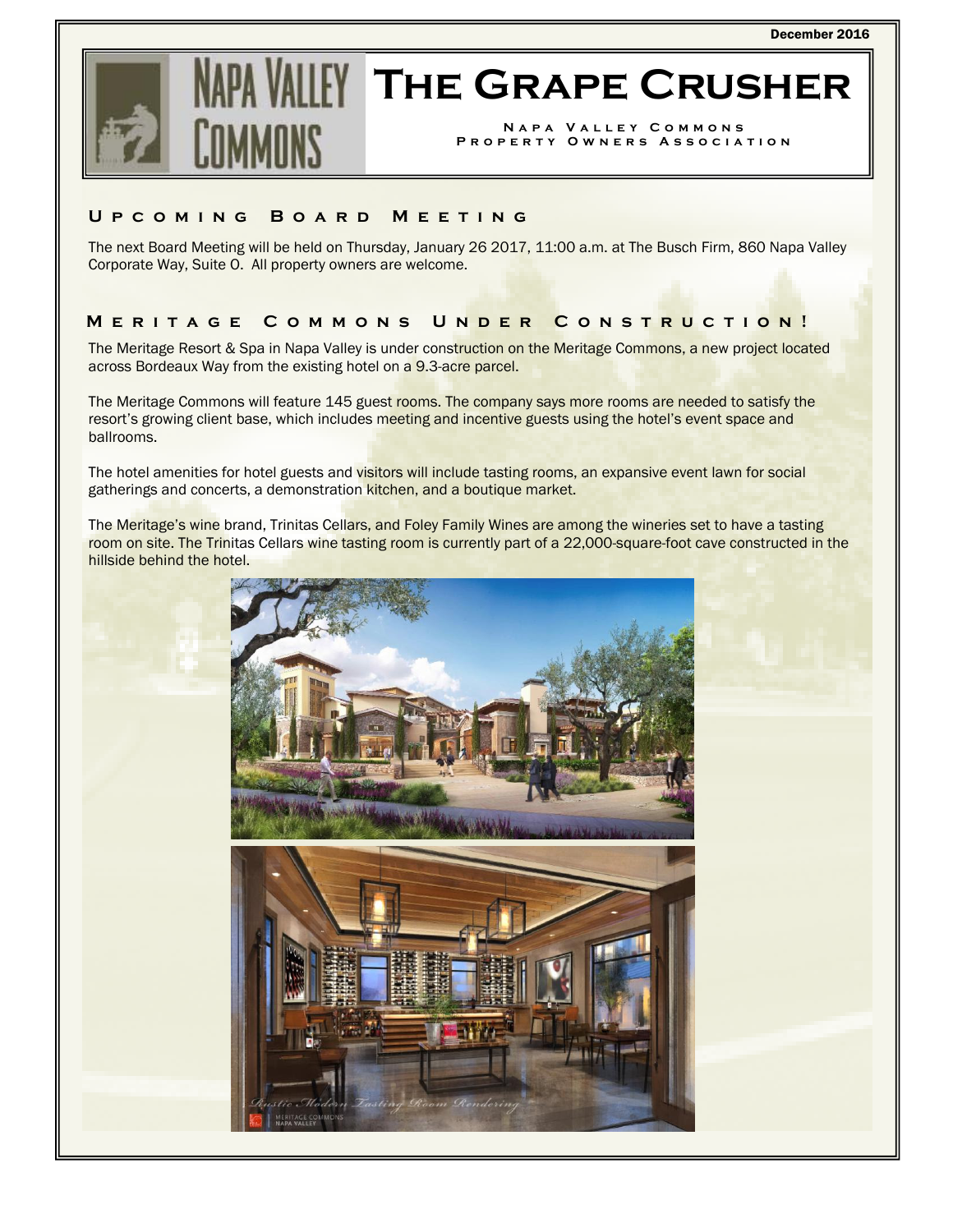December 2016

# The Grape Crusher

Napa Valley Commons
Property Owners Association

## Upcoming Board Meeting

The next Board Meeting will be held on Thursday, January 26 2017, 11:00 a.m. at The Busch Firm, 860 Napa Valley Corporate Way, Suite O. All property owners are welcome.

## Meritage Commons Under Construction!

The Meritage Resort & Spa in Napa Valley is under construction on the Meritage Commons, a new project located across Bordeaux Way from the existing hotel on a 9.3-acre parcel.

The Meritage Commons will feature 145 guest rooms. The company says more rooms are needed to satisfy the resort's growing client base, which includes meeting and incentive guests using the hotel's event space and ballrooms.

The hotel amenities for hotel guests and visitors will include tasting rooms, an expansive event lawn for social gatherings and concerts, a demonstration kitchen, and a boutique market.

The Meritage's wine brand, Trinitas Cellars, and Foley Family Wines are among the wineries set to have a tasting room on site. The Trinitas Cellars wine tasting room is currently part of a 22,000-square-foot cave constructed in the hillside behind the hotel.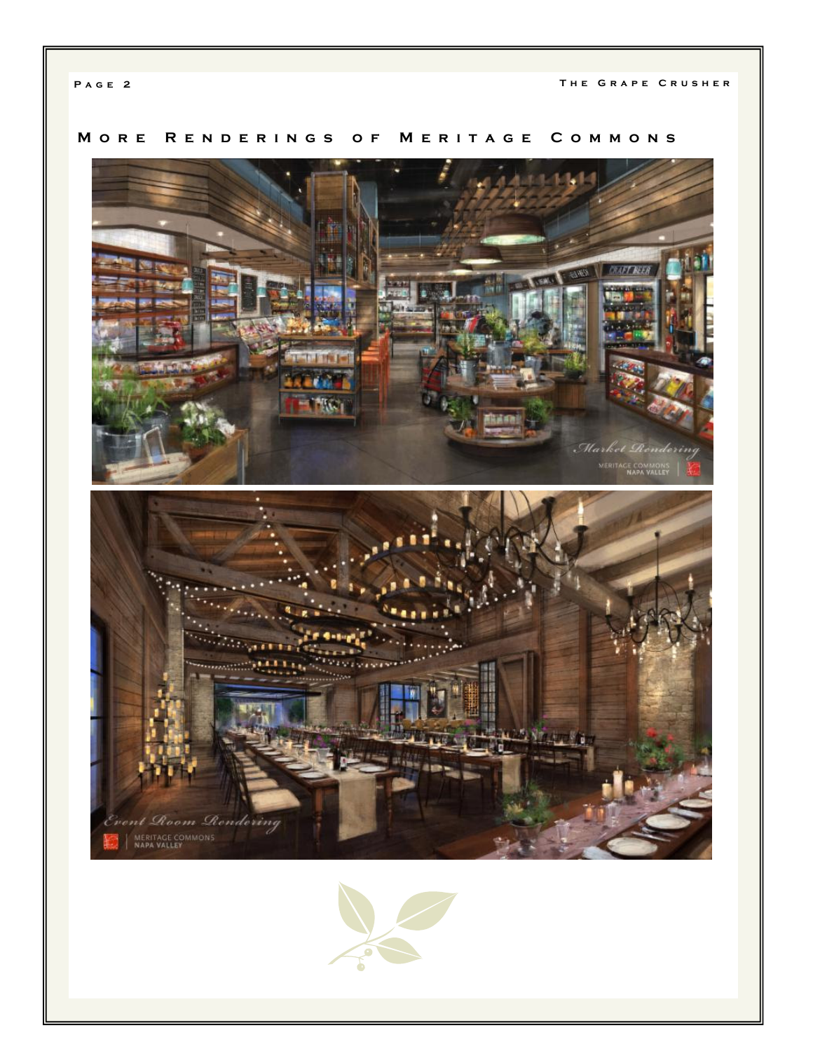## More Renderings of Meritage Commons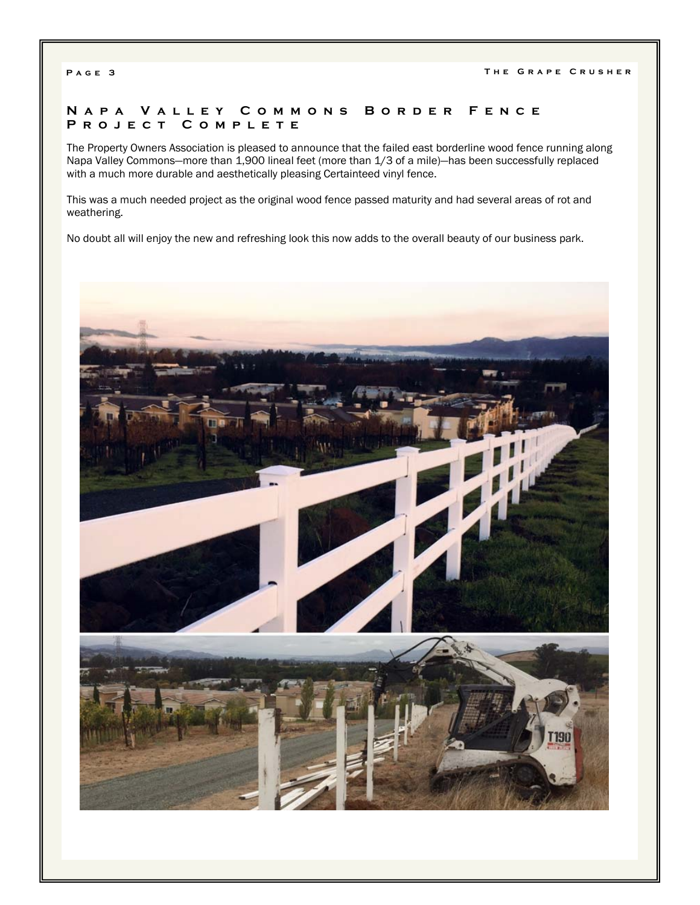## Napa Valley Commons Border Fence Project Complete

The Property Owners Association is pleased to announce that the failed east borderline wood fence running along Napa Valley Commons—more than 1,900 lineal feet (more than 1/3 of a mile)—has been successfully replaced with a much more durable and aesthetically pleasing Certainteed vinyl fence.

This was a much needed project as the original wood fence passed maturity and had several areas of rot and weathering.

No doubt all will enjoy the new and refreshing look this now adds to the overall beauty of our business park.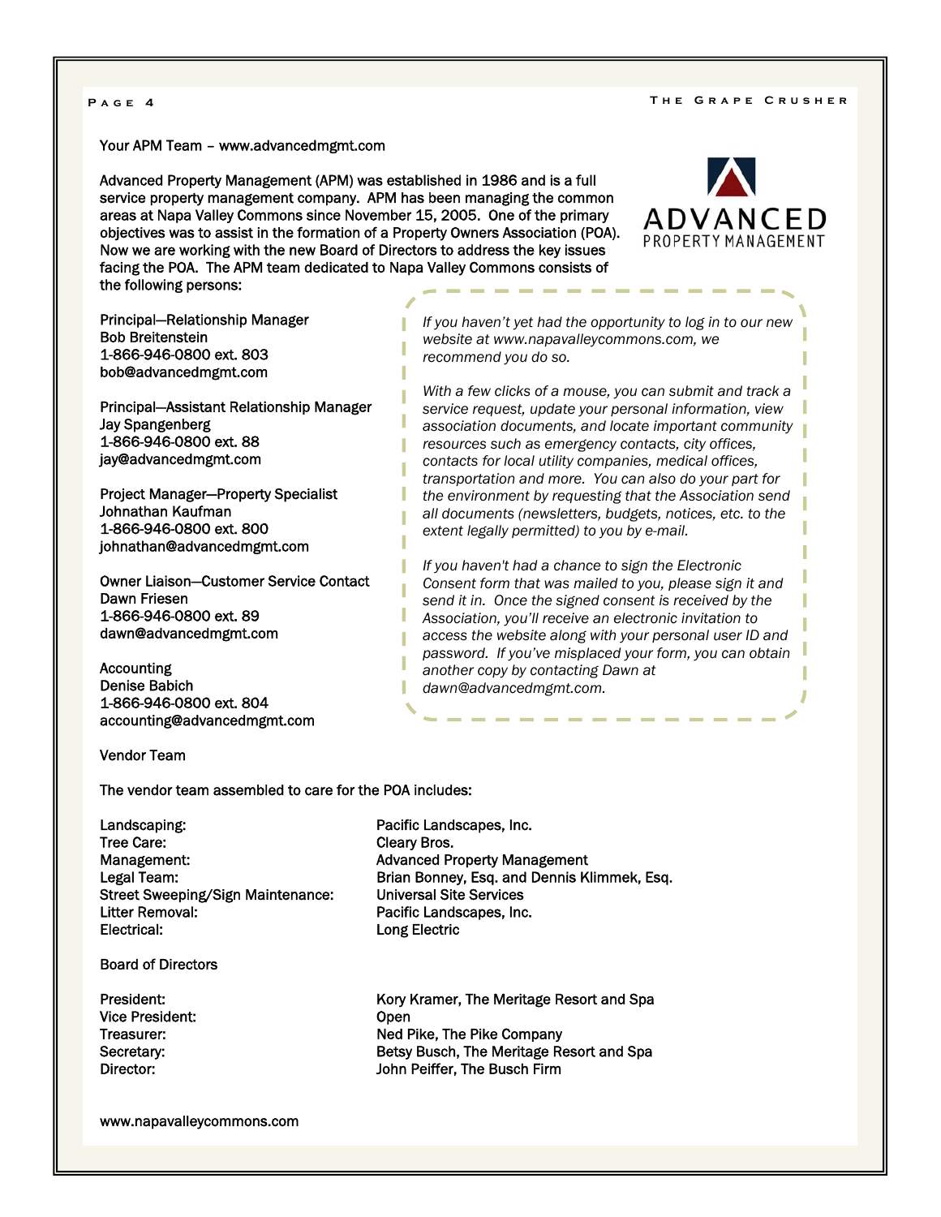Your APM Team – www.advancedmgmt.com

Advanced Property Management (APM) was established in 1986 and is a full service property management company. APM has been managing the common areas at Napa Valley Commons since November 15, 2005. One of the primary objectives was to assist in the formation of a Property Owners Association (POA). Now we are working with the new Board of Directors to address the key issues facing the POA. The APM team dedicated to Napa Valley Commons consists of the following persons:

ADVANCED
PROPERTY MANAGEMENT

Principal—Relationship Manager
Bob Breitenstein
1-866-946-0800 ext. 803
bob@advancedmgmt.com

Principal—Assistant Relationship Manager
Jay Spangenberg
1-866-946-0800 ext. 88
jay@advancedmgmt.com

Project Manager—Property Specialist
Johnathan Kaufman
1-866-946-0800 ext. 800
johnathan@advancedmgmt.com

Owner Liaison—Customer Service Contact
Dawn Friesen
1-866-946-0800 ext. 89
dawn@advancedmgmt.com

Accounting
Denise Babich
1-866-946-0800 ext. 804
accounting@advancedmgmt.com

*If you haven't yet had the opportunity to log in to our new website at www.napavalleycommons.com, we recommend you do so.*

*With a few clicks of a mouse, you can submit and track a service request, update your personal information, view association documents, and locate important community resources such as emergency contacts, city offices, contacts for local utility companies, medical offices, transportation and more. You can also do your part for the environment by requesting that the Association send all documents (newsletters, budgets, notices, etc. to the extent legally permitted) to you by e-mail.*

*If you haven't had a chance to sign the Electronic Consent form that was mailed to you, please sign it and send it in. Once the signed consent is received by the Association, you'll receive an electronic invitation to access the website along with your personal user ID and password. If you've misplaced your form, you can obtain another copy by contacting Dawn at dawn@advancedmgmt.com.*

Vendor Team

The vendor team assembled to care for the POA includes:

| | |
|---|---|
| Landscaping: | Pacific Landscapes, Inc. |
| Tree Care: | Cleary Bros. |
| Management: | Advanced Property Management |
| Legal Team: | Brian Bonney, Esq. and Dennis Klimmek, Esq. |
| Street Sweeping/Sign Maintenance: | Universal Site Services |
| Litter Removal: | Pacific Landscapes, Inc. |
| Electrical: | Long Electric |

Board of Directors

| | |
|---|---|
| President: | Kory Kramer, The Meritage Resort and Spa |
| Vice President: | Open |
| Treasurer: | Ned Pike, The Pike Company |
| Secretary: | Betsy Busch, The Meritage Resort and Spa |
| Director: | John Peiffer, The Busch Firm |

www.napavalleycommons.com